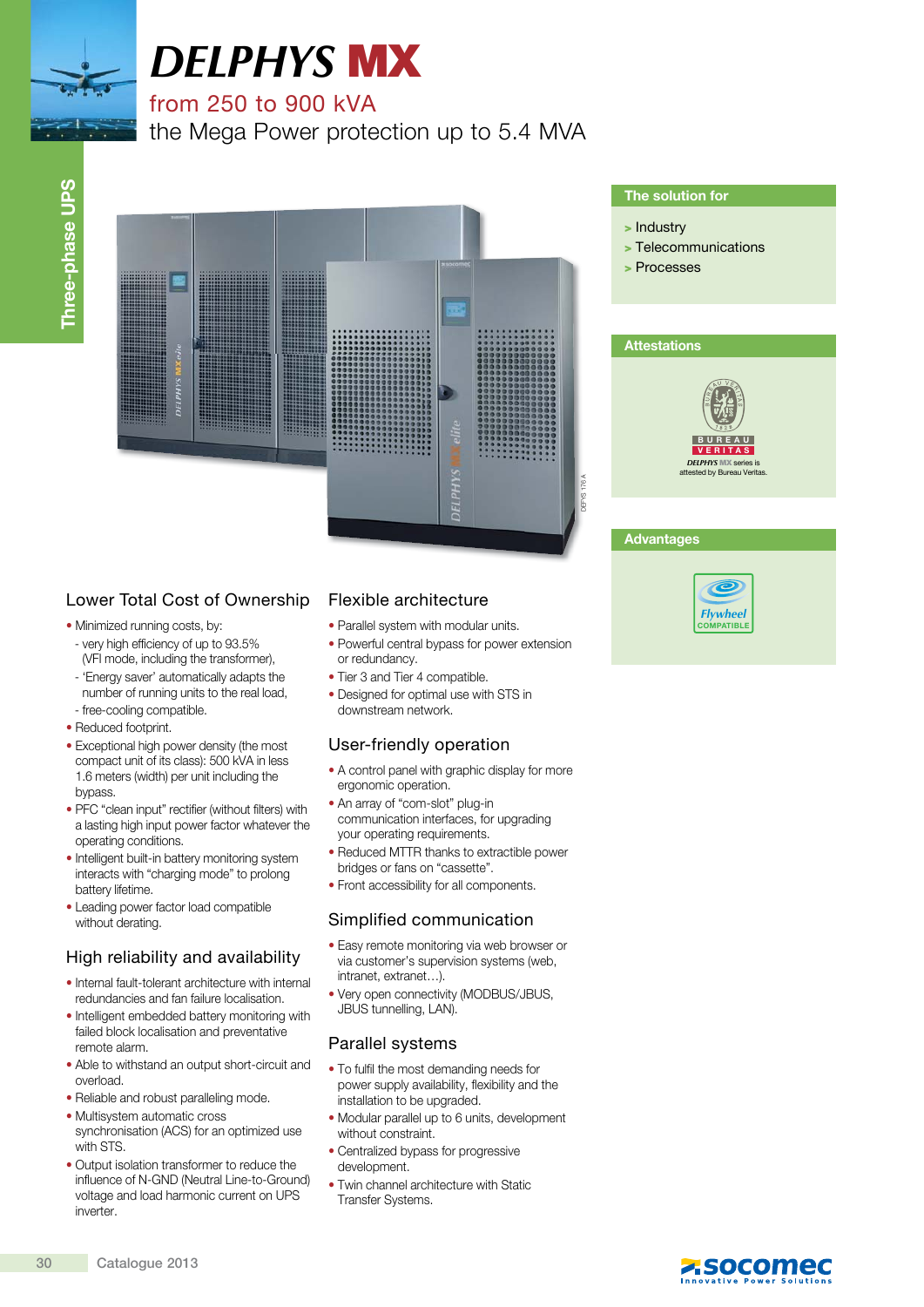# DELPHYS MX

## from 250 to 900 kVA

## the Mega Power protection up to 5.4 MVA

Three-phase UPS

### The solution for

- > Industry
- > Telecommunications
- > Processes

### Attestations

DELPHYS MX series is attested by Bureau Veritas.

### Advantages

Flywheel COMPATIBLE

## Lower Total Cost of Ownership

- Minimized running costs, by:
  - very high efficiency of up to 93.5% (VFI mode, including the transformer),
  - 'Energy saver' automatically adapts the number of running units to the real load,
  - free-cooling compatible.
- Reduced footprint.
- Exceptional high power density (the most compact unit of its class): 500 kVA in less 1.6 meters (width) per unit including the bypass.
- PFC "clean input" rectifier (without filters) with a lasting high input power factor whatever the operating conditions.
- Intelligent built-in battery monitoring system interacts with "charging mode" to prolong battery lifetime.
- Leading power factor load compatible without derating.

## High reliability and availability

- Internal fault-tolerant architecture with internal redundancies and fan failure localisation.
- Intelligent embedded battery monitoring with failed block localisation and preventative remote alarm.
- Able to withstand an output short-circuit and overload.
- Reliable and robust paralleling mode.
- Multisystem automatic cross synchronisation (ACS) for an optimized use with STS.
- Output isolation transformer to reduce the influence of N-GND (Neutral Line-to-Ground) voltage and load harmonic current on UPS inverter.

## Flexible architecture

- Parallel system with modular units.
- Powerful central bypass for power extension or redundancy.
- Tier 3 and Tier 4 compatible.
- Designed for optimal use with STS in downstream network.

## User-friendly operation

- A control panel with graphic display for more ergonomic operation.
- An array of "com-slot" plug-in communication interfaces, for upgrading your operating requirements.
- Reduced MTTR thanks to extractible power bridges or fans on "cassette".
- Front accessibility for all components.

## Simplified communication

- Easy remote monitoring via web browser or via customer's supervision systems (web, intranet, extranet…).
- Very open connectivity (MODBUS/JBUS, JBUS tunnelling, LAN).

## Parallel systems

- To fulfil the most demanding needs for power supply availability, flexibility and the installation to be upgraded.
- Modular parallel up to 6 units, development without constraint.
- Centralized bypass for progressive development.
- Twin channel architecture with Static Transfer Systems.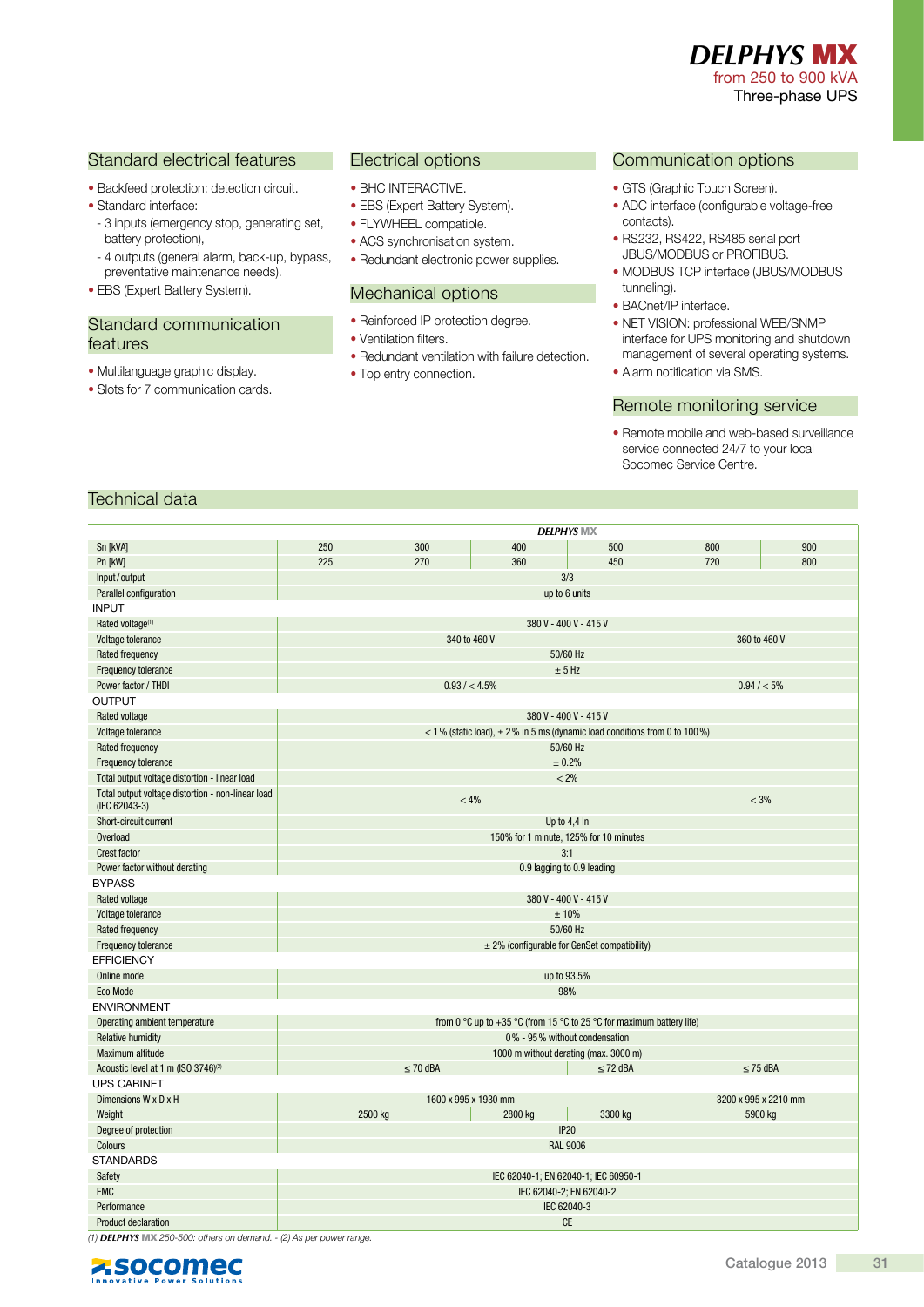# DELPHYS MX

from 250 to 900 kVA

Three-phase UPS

## Standard electrical features

- Backfeed protection: detection circuit.
- Standard interface:
  - 3 inputs (emergency stop, generating set, battery protection),
  - 4 outputs (general alarm, back-up, bypass, preventative maintenance needs).
- EBS (Expert Battery System).

## Standard communication features

- Multilanguage graphic display.
- Slots for 7 communication cards.

## Electrical options

- BHC INTERACTIVE.
- EBS (Expert Battery System).
- FLYWHEEL compatible.
- ACS synchronisation system.
- Redundant electronic power supplies.

## Mechanical options

- Reinforced IP protection degree.
- Ventilation filters.
- Redundant ventilation with failure detection.
- Top entry connection.

## Communication options

- GTS (Graphic Touch Screen).
- ADC interface (configurable voltage-free contacts).
- RS232, RS422, RS485 serial port JBUS/MODBUS or PROFIBUS.
- MODBUS TCP interface (JBUS/MODBUS tunneling).
- BACnet/IP interface.
- NET VISION: professional WEB/SNMP interface for UPS monitoring and shutdown management of several operating systems.
- Alarm notification via SMS.

## Remote monitoring service

- Remote mobile and web-based surveillance service connected 24/7 to your local Socomec Service Centre.

## Technical data

| | DELPHYS MX | | | | | |
|---|---|---|---|---|---|---|
| Sn [kVA] | 250 | 300 | 400 | 500 | 800 | 900 |
| Pn [kW] | 225 | 270 | 360 | 450 | 720 | 800 |
| Input / output | 3/3 | | | | | |
| Parallel configuration | up to 6 units | | | | | |
| **INPUT** | | | | | | |
| Rated voltage[1] | 380 V - 400 V - 415 V | | | | | |
| Voltage tolerance | 340 to 460 V | | | | 360 to 460 V | |
| Rated frequency | 50/60 Hz | | | | | |
| Frequency tolerance | ± 5 Hz | | | | | |
| Power factor / THDI | 0.93 / < 4.5% | | | | 0.94 / < 5% | |
| **OUTPUT** | | | | | | |
| Rated voltage | 380 V - 400 V - 415 V | | | | | |
| Voltage tolerance | < 1 % (static load), ± 2 % in 5 ms (dynamic load conditions from 0 to 100 %) | | | | | |
| Rated frequency | 50/60 Hz | | | | | |
| Frequency tolerance | ± 0.2% | | | | | |
| Total output voltage distortion - linear load | < 2% | | | | | |
| Total output voltage distortion - non-linear load (IEC 62043-3) | < 4% | | | | < 3% | |
| Short-circuit current | Up to 4,4 In | | | | | |
| Overload | 150% for 1 minute, 125% for 10 minutes | | | | | |
| Crest factor | 3:1 | | | | | |
| Power factor without derating | 0.9 lagging to 0.9 leading | | | | | |
| **BYPASS** | | | | | | |
| Rated voltage | 380 V - 400 V - 415 V | | | | | |
| Voltage tolerance | ± 10% | | | | | |
| Rated frequency | 50/60 Hz | | | | | |
| Frequency tolerance | ± 2% (configurable for GenSet compatibility) | | | | | |
| **EFFICIENCY** | | | | | | |
| Online mode | up to 93.5% | | | | | |
| Eco Mode | 98% | | | | | |
| **ENVIRONMENT** | | | | | | |
| Operating ambient temperature | from 0 °C up to +35 °C (from 15 °C to 25 °C for maximum battery life) | | | | | |
| Relative humidity | 0% - 95% without condensation | | | | | |
| Maximum altitude | 1000 m without derating (max. 3000 m) | | | | | |
| Acoustic level at 1 m (ISO 3746)[2] | ≤ 70 dBA | | ≤ 72 dBA | | ≤ 75 dBA | |
| **UPS CABINET** | | | | | | |
| Dimensions W x D x H | 1600 x 995 x 1930 mm | | | | 3200 x 995 x 2210 mm | |
| Weight | 2500 kg | | 2800 kg | 3300 kg | 5900 kg | |
| Degree of protection | IP20 | | | | | |
| Colours | RAL 9006 | | | | | |
| **STANDARDS** | | | | | | |
| Safety | IEC 62040-1; EN 62040-1; IEC 60950-1 | | | | | |
| EMC | IEC 62040-2; EN 62040-2 | | | | | |
| Performance | IEC 62040-3 | | | | | |
| Product declaration | CE | | | | | |

*(1) DELPHYS MX 250-500: others on demand. - (2) As per power range.*